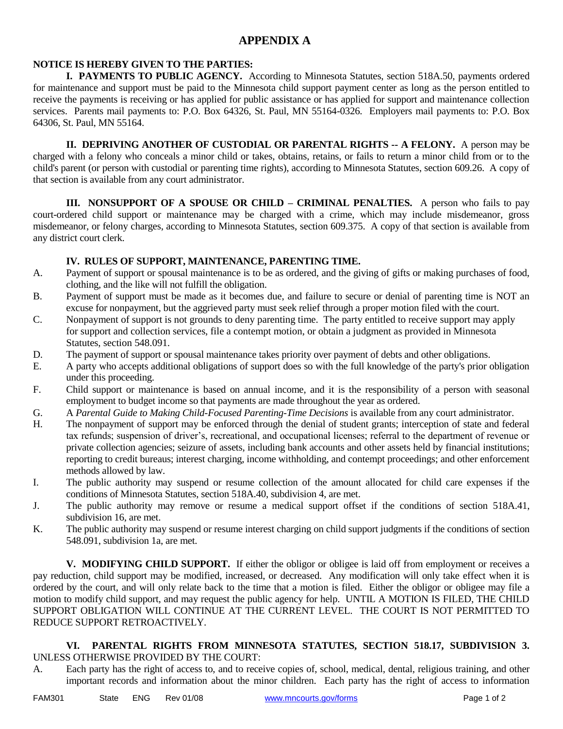# APPENDIX A

**NOTICE IS HEREBY GIVEN TO THE PARTIES:**

**I. PAYMENTS TO PUBLIC AGENCY.** According to Minnesota Statutes, section 518A.50, payments ordered for maintenance and support must be paid to the Minnesota child support payment center as long as the person entitled to receive the payments is receiving or has applied for public assistance or has applied for support and maintenance collection services. Parents mail payments to: P.O. Box 64326, St. Paul, MN 55164-0326. Employers mail payments to: P.O. Box 64306, St. Paul, MN 55164.

**II. DEPRIVING ANOTHER OF CUSTODIAL OR PARENTAL RIGHTS -- A FELONY.** A person may be charged with a felony who conceals a minor child or takes, obtains, retains, or fails to return a minor child from or to the child's parent (or person with custodial or parenting time rights), according to Minnesota Statutes, section 609.26. A copy of that section is available from any court administrator.

**III. NONSUPPORT OF A SPOUSE OR CHILD – CRIMINAL PENALTIES.** A person who fails to pay court-ordered child support or maintenance may be charged with a crime, which may include misdemeanor, gross misdemeanor, or felony charges, according to Minnesota Statutes, section 609.375. A copy of that section is available from any district court clerk.

**IV. RULES OF SUPPORT, MAINTENANCE, PARENTING TIME.**

A. Payment of support or spousal maintenance is to be as ordered, and the giving of gifts or making purchases of food, clothing, and the like will not fulfill the obligation.

B. Payment of support must be made as it becomes due, and failure to secure or denial of parenting time is NOT an excuse for nonpayment, but the aggrieved party must seek relief through a proper motion filed with the court.

C. Nonpayment of support is not grounds to deny parenting time. The party entitled to receive support may apply for support and collection services, file a contempt motion, or obtain a judgment as provided in Minnesota Statutes, section 548.091.

D. The payment of support or spousal maintenance takes priority over payment of debts and other obligations.

E. A party who accepts additional obligations of support does so with the full knowledge of the party's prior obligation under this proceeding.

F. Child support or maintenance is based on annual income, and it is the responsibility of a person with seasonal employment to budget income so that payments are made throughout the year as ordered.

G. A *Parental Guide to Making Child-Focused Parenting-Time Decisions* is available from any court administrator.

H. The nonpayment of support may be enforced through the denial of student grants; interception of state and federal tax refunds; suspension of driver's, recreational, and occupational licenses; referral to the department of revenue or private collection agencies; seizure of assets, including bank accounts and other assets held by financial institutions; reporting to credit bureaus; interest charging, income withholding, and contempt proceedings; and other enforcement methods allowed by law.

I. The public authority may suspend or resume collection of the amount allocated for child care expenses if the conditions of Minnesota Statutes, section 518A.40, subdivision 4, are met.

J. The public authority may remove or resume a medical support offset if the conditions of section 518A.41, subdivision 16, are met.

K. The public authority may suspend or resume interest charging on child support judgments if the conditions of section 548.091, subdivision 1a, are met.

**V. MODIFYING CHILD SUPPORT.** If either the obligor or obligee is laid off from employment or receives a pay reduction, child support may be modified, increased, or decreased. Any modification will only take effect when it is ordered by the court, and will only relate back to the time that a motion is filed. Either the obligor or obligee may file a motion to modify child support, and may request the public agency for help. UNTIL A MOTION IS FILED, THE CHILD SUPPORT OBLIGATION WILL CONTINUE AT THE CURRENT LEVEL. THE COURT IS NOT PERMITTED TO REDUCE SUPPORT RETROACTIVELY.

**VI. PARENTAL RIGHTS FROM MINNESOTA STATUTES, SECTION 518.17, SUBDIVISION 3.** UNLESS OTHERWISE PROVIDED BY THE COURT:

A. Each party has the right of access to, and to receive copies of, school, medical, dental, religious training, and other important records and information about the minor children. Each party has the right of access to information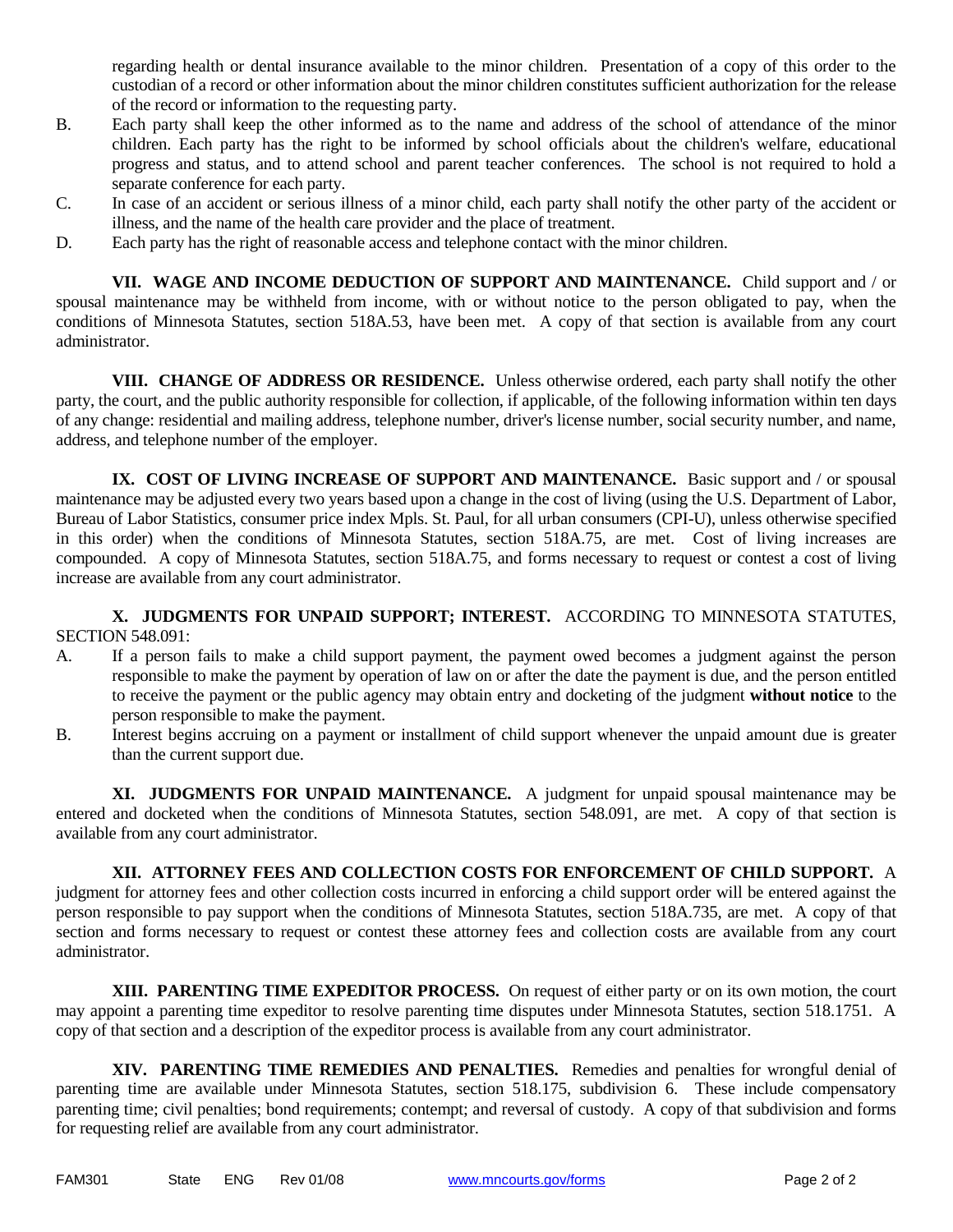regarding health or dental insurance available to the minor children. Presentation of a copy of this order to the custodian of a record or other information about the minor children constitutes sufficient authorization for the release of the record or information to the requesting party.

B. Each party shall keep the other informed as to the name and address of the school of attendance of the minor children. Each party has the right to be informed by school officials about the children's welfare, educational progress and status, and to attend school and parent teacher conferences. The school is not required to hold a separate conference for each party.

C. In case of an accident or serious illness of a minor child, each party shall notify the other party of the accident or illness, and the name of the health care provider and the place of treatment.

D. Each party has the right of reasonable access and telephone contact with the minor children.

**VII. WAGE AND INCOME DEDUCTION OF SUPPORT AND MAINTENANCE.** Child support and / or spousal maintenance may be withheld from income, with or without notice to the person obligated to pay, when the conditions of Minnesota Statutes, section 518A.53, have been met. A copy of that section is available from any court administrator.

**VIII. CHANGE OF ADDRESS OR RESIDENCE.** Unless otherwise ordered, each party shall notify the other party, the court, and the public authority responsible for collection, if applicable, of the following information within ten days of any change: residential and mailing address, telephone number, driver's license number, social security number, and name, address, and telephone number of the employer.

**IX. COST OF LIVING INCREASE OF SUPPORT AND MAINTENANCE.** Basic support and / or spousal maintenance may be adjusted every two years based upon a change in the cost of living (using the U.S. Department of Labor, Bureau of Labor Statistics, consumer price index Mpls. St. Paul, for all urban consumers (CPI-U), unless otherwise specified in this order) when the conditions of Minnesota Statutes, section 518A.75, are met. Cost of living increases are compounded. A copy of Minnesota Statutes, section 518A.75, and forms necessary to request or contest a cost of living increase are available from any court administrator.

**X. JUDGMENTS FOR UNPAID SUPPORT; INTEREST.** ACCORDING TO MINNESOTA STATUTES, SECTION 548.091:

A. If a person fails to make a child support payment, the payment owed becomes a judgment against the person responsible to make the payment by operation of law on or after the date the payment is due, and the person entitled to receive the payment or the public agency may obtain entry and docketing of the judgment **without notice** to the person responsible to make the payment.

B. Interest begins accruing on a payment or installment of child support whenever the unpaid amount due is greater than the current support due.

**XI. JUDGMENTS FOR UNPAID MAINTENANCE.** A judgment for unpaid spousal maintenance may be entered and docketed when the conditions of Minnesota Statutes, section 548.091, are met. A copy of that section is available from any court administrator.

**XII. ATTORNEY FEES AND COLLECTION COSTS FOR ENFORCEMENT OF CHILD SUPPORT.** A judgment for attorney fees and other collection costs incurred in enforcing a child support order will be entered against the person responsible to pay support when the conditions of Minnesota Statutes, section 518A.735, are met. A copy of that section and forms necessary to request or contest these attorney fees and collection costs are available from any court administrator.

**XIII. PARENTING TIME EXPEDITOR PROCESS.** On request of either party or on its own motion, the court may appoint a parenting time expeditor to resolve parenting time disputes under Minnesota Statutes, section 518.1751. A copy of that section and a description of the expeditor process is available from any court administrator.

**XIV. PARENTING TIME REMEDIES AND PENALTIES.** Remedies and penalties for wrongful denial of parenting time are available under Minnesota Statutes, section 518.175, subdivision 6. These include compensatory parenting time; civil penalties; bond requirements; contempt; and reversal of custody. A copy of that subdivision and forms for requesting relief are available from any court administrator.

FAM301 State ENG Rev 01/08 www.mncourts.gov/forms